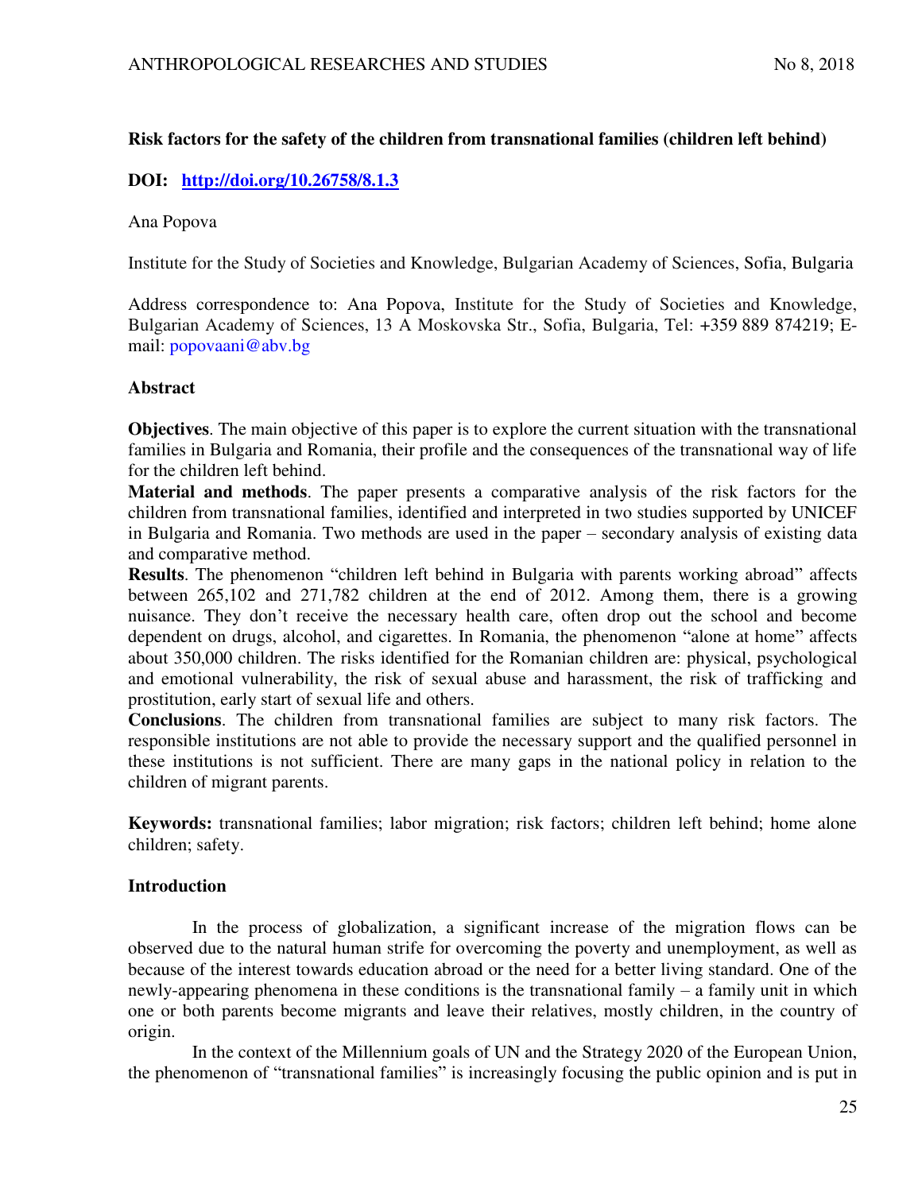# Risk factors for the safety of the children from transnational families (children left behind)

**DOI: [http://doi.org/10.26758/8.1.3](http://doi.org/10.26758/8.1.3)**

Ana Popova

Institute for the Study of Societies and Knowledge, Bulgarian Academy of Sciences, Sofia, Bulgaria

Address correspondence to: Ana Popova, Institute for the Study of Societies and Knowledge, Bulgarian Academy of Sciences, 13 A Moskovska Str., Sofia, Bulgaria, Tel: +359 889 874219; E-mail: popovaani@abv.bg

## Abstract

**Objectives**. The main objective of this paper is to explore the current situation with the transnational families in Bulgaria and Romania, their profile and the consequences of the transnational way of life for the children left behind.

**Material and methods**. The paper presents a comparative analysis of the risk factors for the children from transnational families, identified and interpreted in two studies supported by UNICEF in Bulgaria and Romania. Two methods are used in the paper – secondary analysis of existing data and comparative method.

**Results**. The phenomenon "children left behind in Bulgaria with parents working abroad" affects between 265,102 and 271,782 children at the end of 2012. Among them, there is a growing nuisance. They don't receive the necessary health care, often drop out the school and become dependent on drugs, alcohol, and cigarettes. In Romania, the phenomenon "alone at home" affects about 350,000 children. The risks identified for the Romanian children are: physical, psychological and emotional vulnerability, the risk of sexual abuse and harassment, the risk of trafficking and prostitution, early start of sexual life and others.

**Conclusions**. The children from transnational families are subject to many risk factors. The responsible institutions are not able to provide the necessary support and the qualified personnel in these institutions is not sufficient. There are many gaps in the national policy in relation to the children of migrant parents.

**Keywords:** transnational families; labor migration; risk factors; children left behind; home alone children; safety.

## Introduction

In the process of globalization, a significant increase of the migration flows can be observed due to the natural human strife for overcoming the poverty and unemployment, as well as because of the interest towards education abroad or the need for a better living standard. One of the newly-appearing phenomena in these conditions is the transnational family – a family unit in which one or both parents become migrants and leave their relatives, mostly children, in the country of origin.

In the context of the Millennium goals of UN and the Strategy 2020 of the European Union, the phenomenon of "transnational families" is increasingly focusing the public opinion and is put in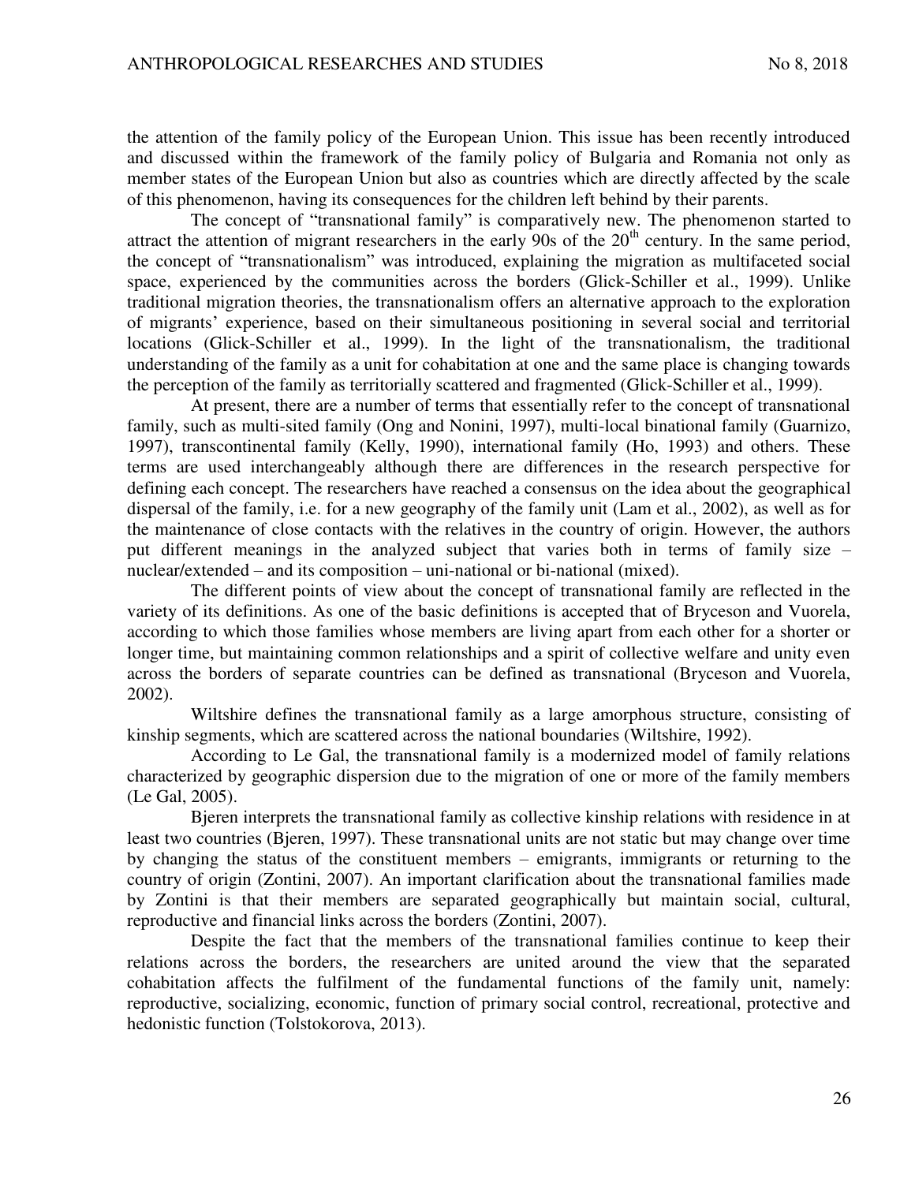the attention of the family policy of the European Union. This issue has been recently introduced and discussed within the framework of the family policy of Bulgaria and Romania not only as member states of the European Union but also as countries which are directly affected by the scale of this phenomenon, having its consequences for the children left behind by their parents.

The concept of "transnational family" is comparatively new. The phenomenon started to attract the attention of migrant researchers in the early 90s of the 20th century. In the same period, the concept of "transnationalism" was introduced, explaining the migration as multifaceted social space, experienced by the communities across the borders (Glick-Schiller et al., 1999). Unlike traditional migration theories, the transnationalism offers an alternative approach to the exploration of migrants' experience, based on their simultaneous positioning in several social and territorial locations (Glick-Schiller et al., 1999). In the light of the transnationalism, the traditional understanding of the family as a unit for cohabitation at one and the same place is changing towards the perception of the family as territorially scattered and fragmented (Glick-Schiller et al., 1999).

At present, there are a number of terms that essentially refer to the concept of transnational family, such as multi-sited family (Ong and Nonini, 1997), multi-local binational family (Guarnizo, 1997), transcontinental family (Kelly, 1990), international family (Ho, 1993) and others. These terms are used interchangeably although there are differences in the research perspective for defining each concept. The researchers have reached a consensus on the idea about the geographical dispersal of the family, i.e. for a new geography of the family unit (Lam et al., 2002), as well as for the maintenance of close contacts with the relatives in the country of origin. However, the authors put different meanings in the analyzed subject that varies both in terms of family size – nuclear/extended – and its composition – uni-national or bi-national (mixed).

The different points of view about the concept of transnational family are reflected in the variety of its definitions. As one of the basic definitions is accepted that of Bryceson and Vuorela, according to which those families whose members are living apart from each other for a shorter or longer time, but maintaining common relationships and a spirit of collective welfare and unity even across the borders of separate countries can be defined as transnational (Bryceson and Vuorela, 2002).

Wiltshire defines the transnational family as a large amorphous structure, consisting of kinship segments, which are scattered across the national boundaries (Wiltshire, 1992).

According to Le Gal, the transnational family is a modernized model of family relations characterized by geographic dispersion due to the migration of one or more of the family members (Le Gal, 2005).

Bjeren interprets the transnational family as collective kinship relations with residence in at least two countries (Bjeren, 1997). These transnational units are not static but may change over time by changing the status of the constituent members – emigrants, immigrants or returning to the country of origin (Zontini, 2007). An important clarification about the transnational families made by Zontini is that their members are separated geographically but maintain social, cultural, reproductive and financial links across the borders (Zontini, 2007).

Despite the fact that the members of the transnational families continue to keep their relations across the borders, the researchers are united around the view that the separated cohabitation affects the fulfilment of the fundamental functions of the family unit, namely: reproductive, socializing, economic, function of primary social control, recreational, protective and hedonistic function (Tolstokorova, 2013).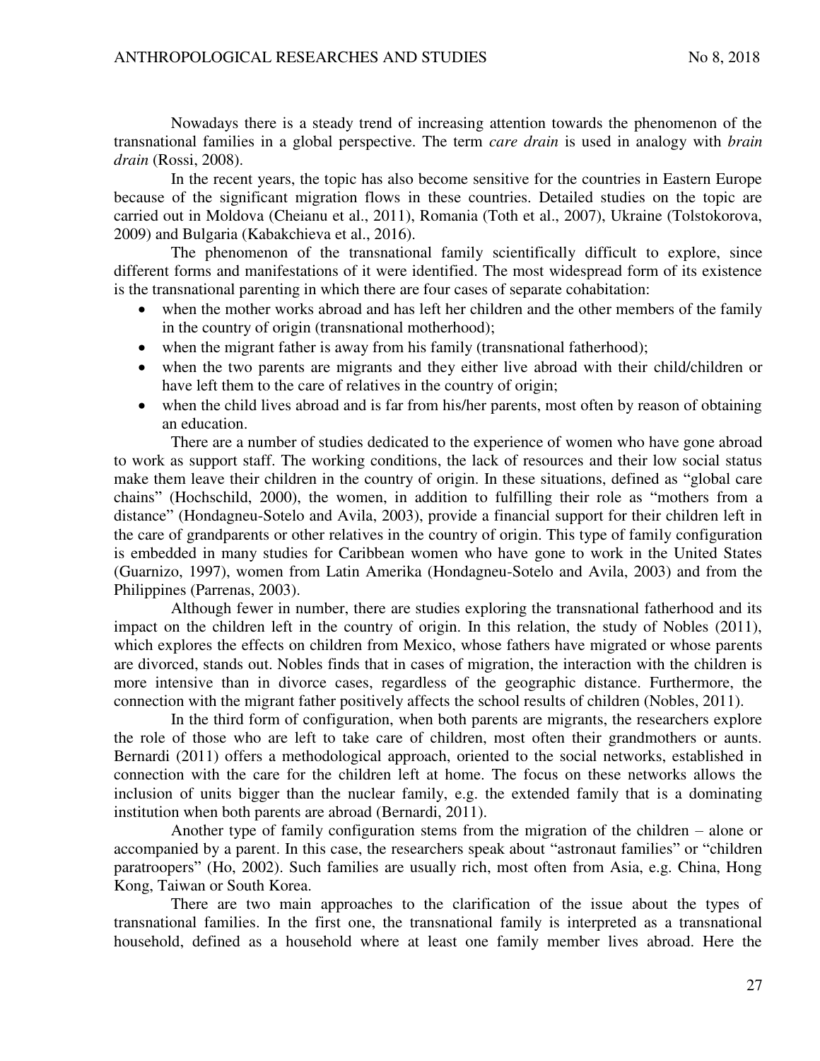Nowadays there is a steady trend of increasing attention towards the phenomenon of the transnational families in a global perspective. The term *care drain* is used in analogy with *brain drain* (Rossi, 2008).

In the recent years, the topic has also become sensitive for the countries in Eastern Europe because of the significant migration flows in these countries. Detailed studies on the topic are carried out in Moldova (Cheianu et al., 2011), Romania (Toth et al., 2007), Ukraine (Tolstokorova, 2009) and Bulgaria (Kabakchieva et al., 2016).

The phenomenon of the transnational family scientifically difficult to explore, since different forms and manifestations of it were identified. The most widespread form of its existence is the transnational parenting in which there are four cases of separate cohabitation:

- when the mother works abroad and has left her children and the other members of the family in the country of origin (transnational motherhood);
- when the migrant father is away from his family (transnational fatherhood);
- when the two parents are migrants and they either live abroad with their child/children or have left them to the care of relatives in the country of origin;
- when the child lives abroad and is far from his/her parents, most often by reason of obtaining an education.

There are a number of studies dedicated to the experience of women who have gone abroad to work as support staff. The working conditions, the lack of resources and their low social status make them leave their children in the country of origin. In these situations, defined as "global care chains" (Hochschild, 2000), the women, in addition to fulfilling their role as "mothers from a distance" (Hondagneu-Sotelo and Avila, 2003), provide a financial support for their children left in the care of grandparents or other relatives in the country of origin. This type of family configuration is embedded in many studies for Caribbean women who have gone to work in the United States (Guarnizo, 1997), women from Latin Amerika (Hondagneu-Sotelo and Avila, 2003) and from the Philippines (Parrenas, 2003).

Although fewer in number, there are studies exploring the transnational fatherhood and its impact on the children left in the country of origin. In this relation, the study of Nobles (2011), which explores the effects on children from Mexico, whose fathers have migrated or whose parents are divorced, stands out. Nobles finds that in cases of migration, the interaction with the children is more intensive than in divorce cases, regardless of the geographic distance. Furthermore, the connection with the migrant father positively affects the school results of children (Nobles, 2011).

In the third form of configuration, when both parents are migrants, the researchers explore the role of those who are left to take care of children, most often their grandmothers or aunts. Bernardi (2011) offers a methodological approach, oriented to the social networks, established in connection with the care for the children left at home. The focus on these networks allows the inclusion of units bigger than the nuclear family, e.g. the extended family that is a dominating institution when both parents are abroad (Bernardi, 2011).

Another type of family configuration stems from the migration of the children – alone or accompanied by a parent. In this case, the researchers speak about "astronaut families" or "children paratroopers" (Ho, 2002). Such families are usually rich, most often from Asia, e.g. China, Hong Kong, Taiwan or South Korea.

There are two main approaches to the clarification of the issue about the types of transnational families. In the first one, the transnational family is interpreted as a transnational household, defined as a household where at least one family member lives abroad. Here the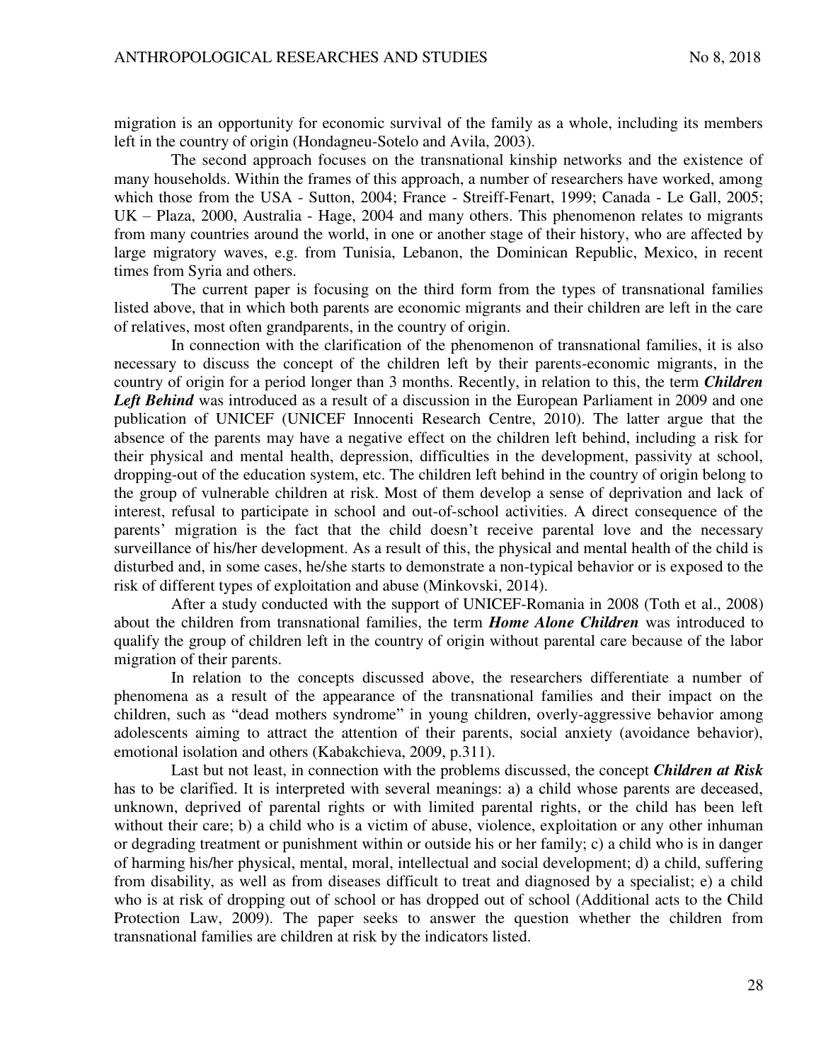migration is an opportunity for economic survival of the family as a whole, including its members left in the country of origin (Hondagneu-Sotelo and Avila, 2003).

The second approach focuses on the transnational kinship networks and the existence of many households. Within the frames of this approach, a number of researchers have worked, among which those from the USA - Sutton, 2004; France - Streiff-Fenart, 1999; Canada - Le Gall, 2005; UK – Plaza, 2000, Australia - Hage, 2004 and many others. This phenomenon relates to migrants from many countries around the world, in one or another stage of their history, who are affected by large migratory waves, e.g. from Tunisia, Lebanon, the Dominican Republic, Mexico, in recent times from Syria and others.

The current paper is focusing on the third form from the types of transnational families listed above, that in which both parents are economic migrants and their children are left in the care of relatives, most often grandparents, in the country of origin.

In connection with the clarification of the phenomenon of transnational families, it is also necessary to discuss the concept of the children left by their parents-economic migrants, in the country of origin for a period longer than 3 months. Recently, in relation to this, the term ***Children Left Behind*** was introduced as a result of a discussion in the European Parliament in 2009 and one publication of UNICEF (UNICEF Innocenti Research Centre, 2010). The latter argue that the absence of the parents may have a negative effect on the children left behind, including a risk for their physical and mental health, depression, difficulties in the development, passivity at school, dropping-out of the education system, etc. The children left behind in the country of origin belong to the group of vulnerable children at risk. Most of them develop a sense of deprivation and lack of interest, refusal to participate in school and out-of-school activities. A direct consequence of the parents' migration is the fact that the child doesn't receive parental love and the necessary surveillance of his/her development. As a result of this, the physical and mental health of the child is disturbed and, in some cases, he/she starts to demonstrate a non-typical behavior or is exposed to the risk of different types of exploitation and abuse (Minkovski, 2014).

After a study conducted with the support of UNICEF-Romania in 2008 (Toth et al., 2008) about the children from transnational families, the term ***Home Alone Children*** was introduced to qualify the group of children left in the country of origin without parental care because of the labor migration of their parents.

In relation to the concepts discussed above, the researchers differentiate a number of phenomena as a result of the appearance of the transnational families and their impact on the children, such as "dead mothers syndrome" in young children, overly-aggressive behavior among adolescents aiming to attract the attention of their parents, social anxiety (avoidance behavior), emotional isolation and others (Kabakchieva, 2009, p.311).

Last but not least, in connection with the problems discussed, the concept ***Children at Risk*** has to be clarified. It is interpreted with several meanings: a) a child whose parents are deceased, unknown, deprived of parental rights or with limited parental rights, or the child has been left without their care; b) a child who is a victim of abuse, violence, exploitation or any other inhuman or degrading treatment or punishment within or outside his or her family; c) a child who is in danger of harming his/her physical, mental, moral, intellectual and social development; d) a child, suffering from disability, as well as from diseases difficult to treat and diagnosed by a specialist; e) a child who is at risk of dropping out of school or has dropped out of school (Additional acts to the Child Protection Law, 2009). The paper seeks to answer the question whether the children from transnational families are children at risk by the indicators listed.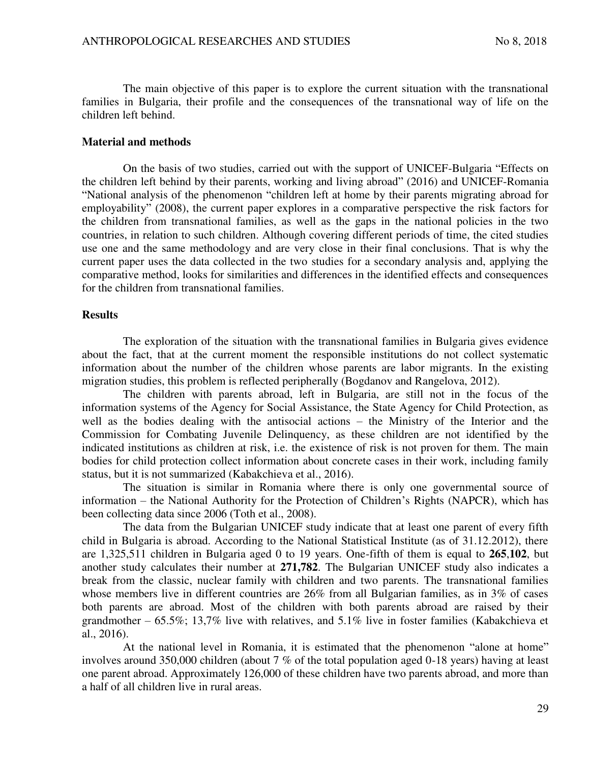The main objective of this paper is to explore the current situation with the transnational families in Bulgaria, their profile and the consequences of the transnational way of life on the children left behind.

## Material and methods

On the basis of two studies, carried out with the support of UNICEF-Bulgaria "Effects on the children left behind by their parents, working and living abroad" (2016) and UNICEF-Romania "National analysis of the phenomenon "children left at home by their parents migrating abroad for employability" (2008), the current paper explores in a comparative perspective the risk factors for the children from transnational families, as well as the gaps in the national policies in the two countries, in relation to such children. Although covering different periods of time, the cited studies use one and the same methodology and are very close in their final conclusions. That is why the current paper uses the data collected in the two studies for a secondary analysis and, applying the comparative method, looks for similarities and differences in the identified effects and consequences for the children from transnational families.

## Results

The exploration of the situation with the transnational families in Bulgaria gives evidence about the fact, that at the current moment the responsible institutions do not collect systematic information about the number of the children whose parents are labor migrants. In the existing migration studies, this problem is reflected peripherally (Bogdanov and Rangelova, 2012).

The children with parents abroad, left in Bulgaria, are still not in the focus of the information systems of the Agency for Social Assistance, the State Agency for Child Protection, as well as the bodies dealing with the antisocial actions – the Ministry of the Interior and the Commission for Combating Juvenile Delinquency, as these children are not identified by the indicated institutions as children at risk, i.e. the existence of risk is not proven for them. The main bodies for child protection collect information about concrete cases in their work, including family status, but it is not summarized (Kabakchieva et al., 2016).

The situation is similar in Romania where there is only one governmental source of information – the National Authority for the Protection of Children's Rights (NAPCR), which has been collecting data since 2006 (Toth et al., 2008).

The data from the Bulgarian UNICEF study indicate that at least one parent of every fifth child in Bulgaria is abroad. According to the National Statistical Institute (as of 31.12.2012), there are 1,325,511 children in Bulgaria aged 0 to 19 years. One-fifth of them is equal to **265**,**102**, but another study calculates their number at **271,782**. The Bulgarian UNICEF study also indicates a break from the classic, nuclear family with children and two parents. The transnational families whose members live in different countries are 26% from all Bulgarian families, as in 3% of cases both parents are abroad. Most of the children with both parents abroad are raised by their grandmother – 65.5%; 13,7% live with relatives, and 5.1% live in foster families (Kabakchieva et al., 2016).

At the national level in Romania, it is estimated that the phenomenon "alone at home" involves around 350,000 children (about 7 % of the total population aged 0-18 years) having at least one parent abroad. Approximately 126,000 of these children have two parents abroad, and more than a half of all children live in rural areas.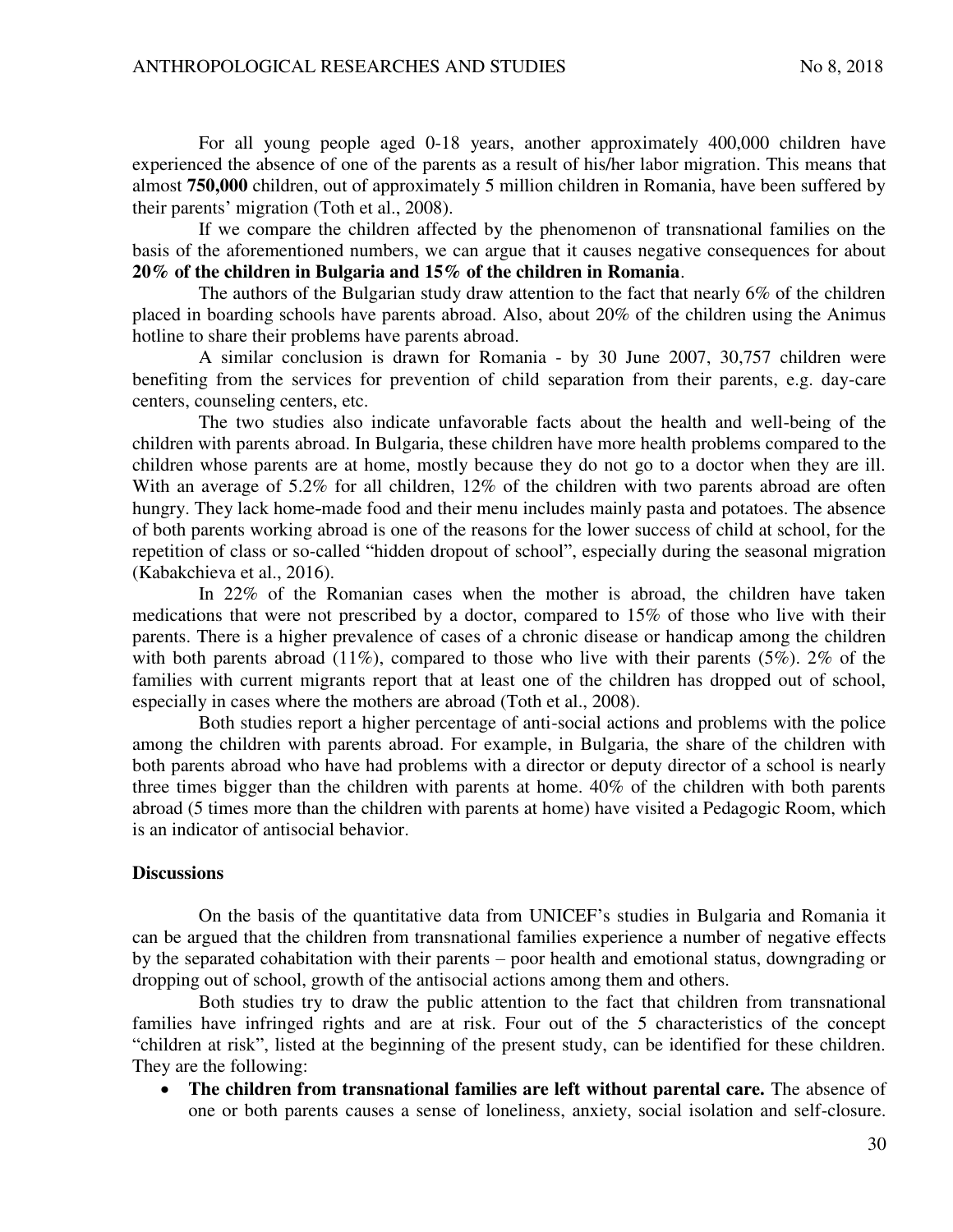For all young people aged 0-18 years, another approximately 400,000 children have experienced the absence of one of the parents as a result of his/her labor migration. This means that almost **750,000** children, out of approximately 5 million children in Romania, have been suffered by their parents' migration (Toth et al., 2008).

If we compare the children affected by the phenomenon of transnational families on the basis of the aforementioned numbers, we can argue that it causes negative consequences for about **20% of the children in Bulgaria and 15% of the children in Romania**.

The authors of the Bulgarian study draw attention to the fact that nearly 6% of the children placed in boarding schools have parents abroad. Also, about 20% of the children using the Animus hotline to share their problems have parents abroad.

A similar conclusion is drawn for Romania - by 30 June 2007, 30,757 children were benefiting from the services for prevention of child separation from their parents, e.g. day-care centers, counseling centers, etc.

The two studies also indicate unfavorable facts about the health and well-being of the children with parents abroad. In Bulgaria, these children have more health problems compared to the children whose parents are at home, mostly because they do not go to a doctor when they are ill. With an average of 5.2% for all children, 12% of the children with two parents abroad are often hungry. They lack home-made food and their menu includes mainly pasta and potatoes. The absence of both parents working abroad is one of the reasons for the lower success of child at school, for the repetition of class or so-called "hidden dropout of school", especially during the seasonal migration (Kabakchieva et al., 2016).

In 22% of the Romanian cases when the mother is abroad, the children have taken medications that were not prescribed by a doctor, compared to 15% of those who live with their parents. There is a higher prevalence of cases of a chronic disease or handicap among the children with both parents abroad (11%), compared to those who live with their parents (5%). 2% of the families with current migrants report that at least one of the children has dropped out of school, especially in cases where the mothers are abroad (Toth et al., 2008).

Both studies report a higher percentage of anti-social actions and problems with the police among the children with parents abroad. For example, in Bulgaria, the share of the children with both parents abroad who have had problems with a director or deputy director of a school is nearly three times bigger than the children with parents at home. 40% of the children with both parents abroad (5 times more than the children with parents at home) have visited a Pedagogic Room, which is an indicator of antisocial behavior.

## Discussions

On the basis of the quantitative data from UNICEF's studies in Bulgaria and Romania it can be argued that the children from transnational families experience a number of negative effects by the separated cohabitation with their parents – poor health and emotional status, downgrading or dropping out of school, growth of the antisocial actions among them and others.

Both studies try to draw the public attention to the fact that children from transnational families have infringed rights and are at risk. Four out of the 5 characteristics of the concept "children at risk", listed at the beginning of the present study, can be identified for these children. They are the following:

- **The children from transnational families are left without parental care.** The absence of one or both parents causes a sense of loneliness, anxiety, social isolation and self-closure.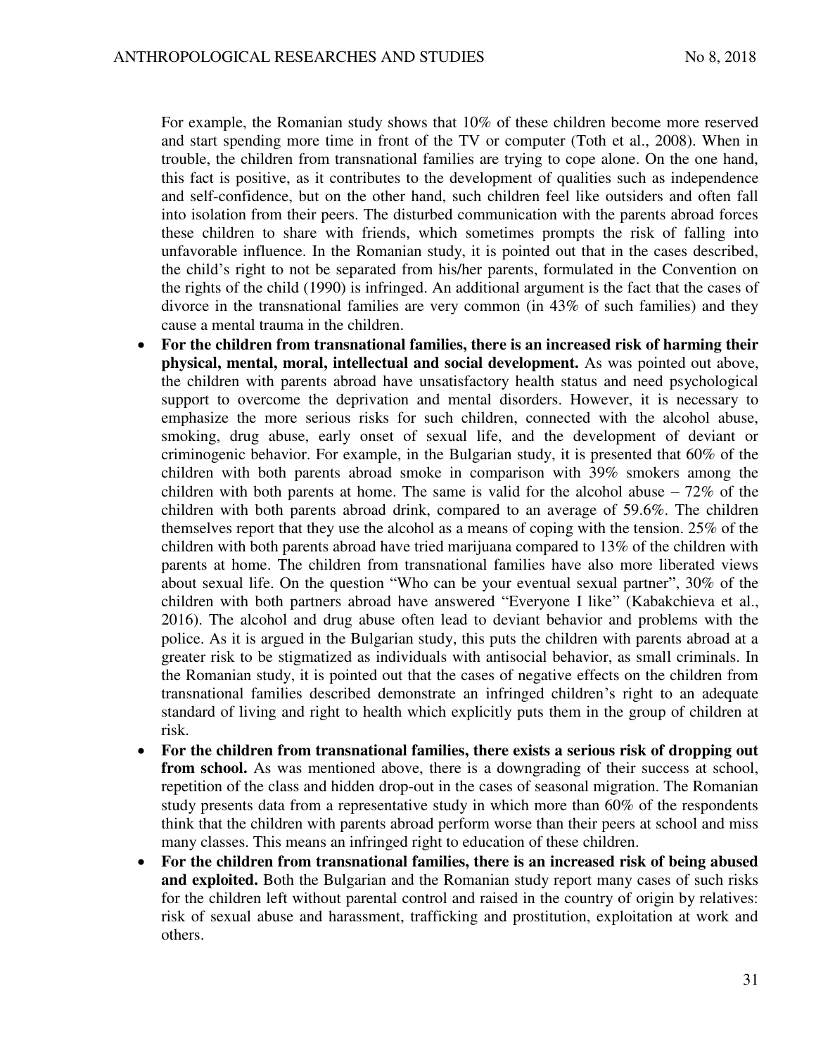For example, the Romanian study shows that 10% of these children become more reserved and start spending more time in front of the TV or computer (Toth et al., 2008). When in trouble, the children from transnational families are trying to cope alone. On the one hand, this fact is positive, as it contributes to the development of qualities such as independence and self-confidence, but on the other hand, such children feel like outsiders and often fall into isolation from their peers. The disturbed communication with the parents abroad forces these children to share with friends, which sometimes prompts the risk of falling into unfavorable influence. In the Romanian study, it is pointed out that in the cases described, the child's right to not be separated from his/her parents, formulated in the Convention on the rights of the child (1990) is infringed. An additional argument is the fact that the cases of divorce in the transnational families are very common (in 43% of such families) and they cause a mental trauma in the children.

- **For the children from transnational families, there is an increased risk of harming their physical, mental, moral, intellectual and social development.** As was pointed out above, the children with parents abroad have unsatisfactory health status and need psychological support to overcome the deprivation and mental disorders. However, it is necessary to emphasize the more serious risks for such children, connected with the alcohol abuse, smoking, drug abuse, early onset of sexual life, and the development of deviant or criminogenic behavior. For example, in the Bulgarian study, it is presented that 60% of the children with both parents abroad smoke in comparison with 39% smokers among the children with both parents at home. The same is valid for the alcohol abuse – 72% of the children with both parents abroad drink, compared to an average of 59.6%. The children themselves report that they use the alcohol as a means of coping with the tension. 25% of the children with both parents abroad have tried marijuana compared to 13% of the children with parents at home. The children from transnational families have also more liberated views about sexual life. On the question "Who can be your eventual sexual partner", 30% of the children with both partners abroad have answered "Everyone I like" (Kabakchieva et al., 2016). The alcohol and drug abuse often lead to deviant behavior and problems with the police. As it is argued in the Bulgarian study, this puts the children with parents abroad at a greater risk to be stigmatized as individuals with antisocial behavior, as small criminals. In the Romanian study, it is pointed out that the cases of negative effects on the children from transnational families described demonstrate an infringed children's right to an adequate standard of living and right to health which explicitly puts them in the group of children at risk.
- **For the children from transnational families, there exists a serious risk of dropping out from school.** As was mentioned above, there is a downgrading of their success at school, repetition of the class and hidden drop-out in the cases of seasonal migration. The Romanian study presents data from a representative study in which more than 60% of the respondents think that the children with parents abroad perform worse than their peers at school and miss many classes. This means an infringed right to education of these children.
- **For the children from transnational families, there is an increased risk of being abused and exploited.** Both the Bulgarian and the Romanian study report many cases of such risks for the children left without parental control and raised in the country of origin by relatives: risk of sexual abuse and harassment, trafficking and prostitution, exploitation at work and others.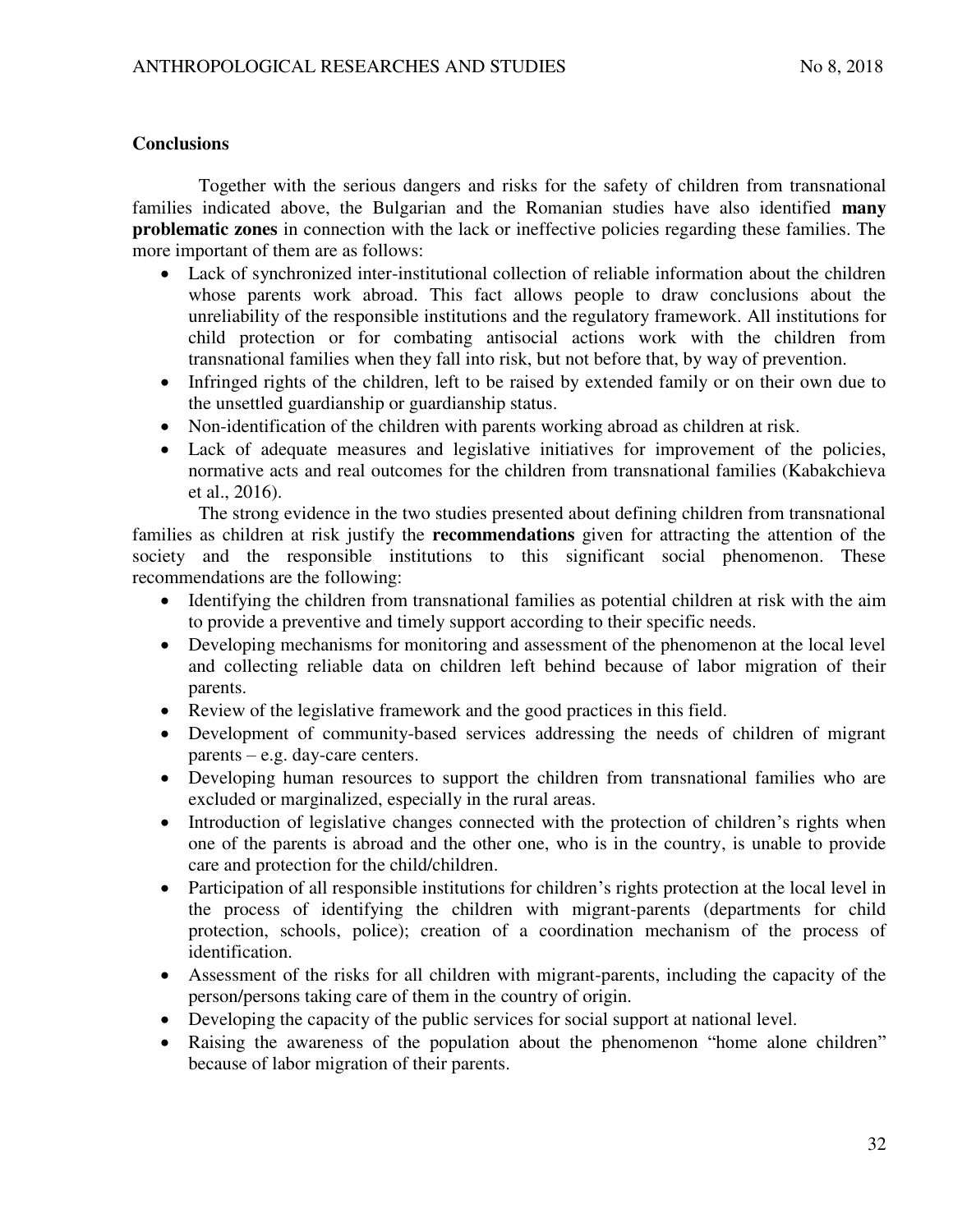**Conclusions**

Together with the serious dangers and risks for the safety of children from transnational families indicated above, the Bulgarian and the Romanian studies have also identified **many problematic zones** in connection with the lack or ineffective policies regarding these families. The more important of them are as follows:

- Lack of synchronized inter-institutional collection of reliable information about the children whose parents work abroad. This fact allows people to draw conclusions about the unreliability of the responsible institutions and the regulatory framework. All institutions for child protection or for combating antisocial actions work with the children from transnational families when they fall into risk, but not before that, by way of prevention.
- Infringed rights of the children, left to be raised by extended family or on their own due to the unsettled guardianship or guardianship status.
- Non-identification of the children with parents working abroad as children at risk.
- Lack of adequate measures and legislative initiatives for improvement of the policies, normative acts and real outcomes for the children from transnational families (Kabakchieva et al., 2016).

The strong evidence in the two studies presented about defining children from transnational families as children at risk justify the **recommendations** given for attracting the attention of the society and the responsible institutions to this significant social phenomenon. These recommendations are the following:

- Identifying the children from transnational families as potential children at risk with the aim to provide a preventive and timely support according to their specific needs.
- Developing mechanisms for monitoring and assessment of the phenomenon at the local level and collecting reliable data on children left behind because of labor migration of their parents.
- Review of the legislative framework and the good practices in this field.
- Development of community-based services addressing the needs of children of migrant parents – e.g. day-care centers.
- Developing human resources to support the children from transnational families who are excluded or marginalized, especially in the rural areas.
- Introduction of legislative changes connected with the protection of children's rights when one of the parents is abroad and the other one, who is in the country, is unable to provide care and protection for the child/children.
- Participation of all responsible institutions for children's rights protection at the local level in the process of identifying the children with migrant-parents (departments for child protection, schools, police); creation of a coordination mechanism of the process of identification.
- Assessment of the risks for all children with migrant-parents, including the capacity of the person/persons taking care of them in the country of origin.
- Developing the capacity of the public services for social support at national level.
- Raising the awareness of the population about the phenomenon "home alone children" because of labor migration of their parents.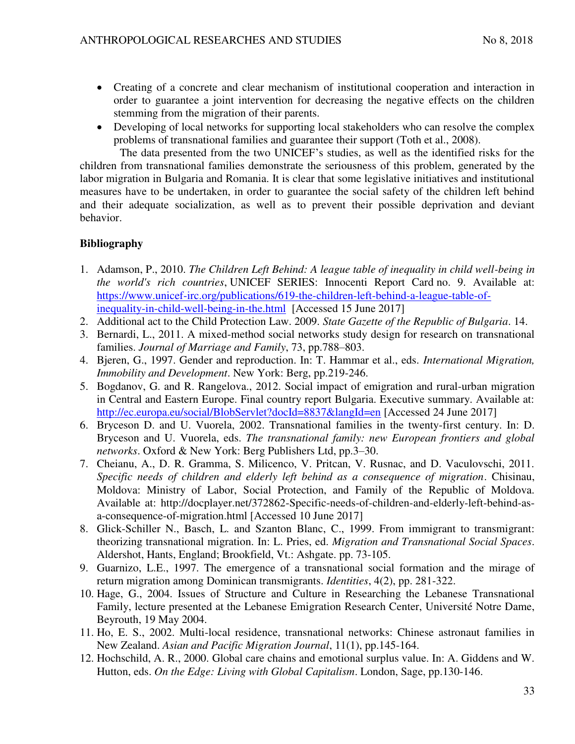- Creating of a concrete and clear mechanism of institutional cooperation and interaction in order to guarantee a joint intervention for decreasing the negative effects on the children stemming from the migration of their parents.
- Developing of local networks for supporting local stakeholders who can resolve the complex problems of transnational families and guarantee their support (Toth et al., 2008).

The data presented from the two UNICEF's studies, as well as the identified risks for the children from transnational families demonstrate the seriousness of this problem, generated by the labor migration in Bulgaria and Romania. It is clear that some legislative initiatives and institutional measures have to be undertaken, in order to guarantee the social safety of the children left behind and their adequate socialization, as well as to prevent their possible deprivation and deviant behavior.

**Bibliography**

1. Adamson, P., 2010. *The Children Left Behind: A league table of inequality in child well-being in the world's rich countries*, UNICEF SERIES: Innocenti Report Card no. 9. Available at: https://www.unicef-irc.org/publications/619-the-children-left-behind-a-league-table-of-inequality-in-child-well-being-in-the.html [Accessed 15 June 2017]
2. Additional act to the Child Protection Law. 2009. *State Gazette of the Republic of Bulgaria*. 14.
3. Bernardi, L., 2011. A mixed-method social networks study design for research on transnational families. *Journal of Marriage and Family*, 73, pp.788–803.
4. Bjeren, G., 1997. Gender and reproduction. In: T. Hammar et al., eds. *International Migration, Immobility and Development*. New York: Berg, pp.219-246.
5. Bogdanov, G. and R. Rangelova., 2012. Social impact of emigration and rural-urban migration in Central and Eastern Europe. Final country report Bulgaria. Executive summary. Available at: http://ec.europa.eu/social/BlobServlet?docId=8837&langId=en [Accessed 24 June 2017]
6. Bryceson D. and U. Vuorela, 2002. Transnational families in the twenty-first century. In: D. Bryceson and U. Vuorela, eds. *The transnational family: new European frontiers and global networks*. Oxford & New York: Berg Publishers Ltd, pp.3–30.
7. Cheianu, A., D. R. Gramma, S. Milicenco, V. Pritcan, V. Rusnac, and D. Vaculovschi, 2011. *Specific needs of children and elderly left behind as a consequence of migration*. Chisinau, Moldova: Ministry of Labor, Social Protection, and Family of the Republic of Moldova. Available at: http://docplayer.net/372862-Specific-needs-of-children-and-elderly-left-behind-as-a-consequence-of-migration.html [Accessed 10 June 2017]
8. Glick-Schiller N., Basch, L. and Szanton Blanc, C., 1999. From immigrant to transmigrant: theorizing transnational migration. In: L. Pries, ed. *Migration and Transnational Social Spaces*. Aldershot, Hants, England; Brookfield, Vt.: Ashgate. pp. 73-105.
9. Guarnizo, L.E., 1997. The emergence of a transnational social formation and the mirage of return migration among Dominican transmigrants. *Identities*, 4(2), pp. 281-322.
10. Hage, G., 2004. Issues of Structure and Culture in Researching the Lebanese Transnational Family, lecture presented at the Lebanese Emigration Research Center, Université Notre Dame, Beyrouth, 19 May 2004.
11. Ho, E. S., 2002. Multi-local residence, transnational networks: Chinese astronaut families in New Zealand. *Asian and Pacific Migration Journal*, 11(1), pp.145-164.
12. Hochschild, A. R., 2000. Global care chains and emotional surplus value. In: A. Giddens and W. Hutton, eds. *On the Edge: Living with Global Capitalism*. London, Sage, pp.130-146.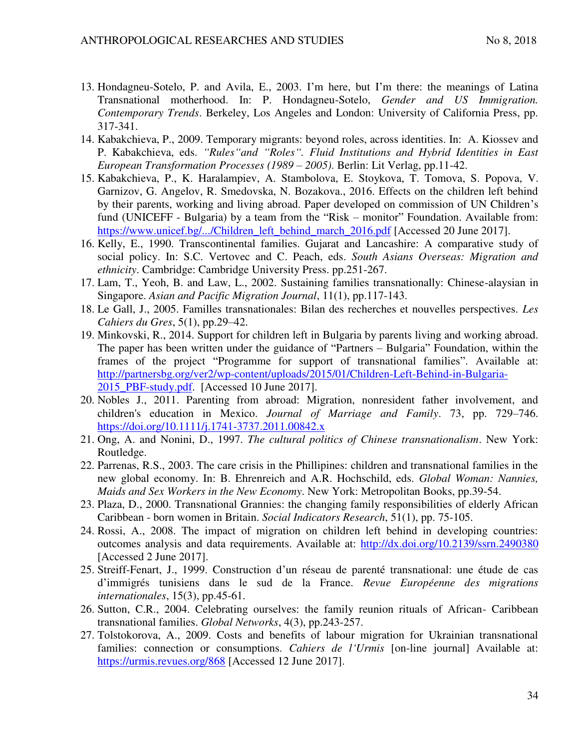13. Hondagneu-Sotelo, P. and Avila, E., 2003. I'm here, but I'm there: the meanings of Latina Transnational motherhood. In: P. Hondagneu-Sotelo, *Gender and US Immigration. Contemporary Trends*. Berkeley, Los Angeles and London: University of California Press, pp. 317-341.
14. Kabakchieva, P., 2009. Temporary migrants: beyond roles, across identities. In: A. Kiossev and P. Kabakchieva, eds. *"Rules"and "Roles". Fluid Institutions and Hybrid Identities in East European Transformation Processes (1989 – 2005)*. Berlin: Lit Verlag, pp.11-42.
15. Kabakchieva, P., K. Haralampiev, A. Stambolova, E. Stoykova, T. Tomova, S. Popova, V. Garnizov, G. Angelov, R. Smedovska, N. Bozakova., 2016. Effects on the children left behind by their parents, working and living abroad. Paper developed on commission of UN Children's fund (UNICEFF - Bulgaria) by a team from the "Risk – monitor" Foundation. Available from: https://www.unicef.bg/.../Children_left_behind_march_2016.pdf [Accessed 20 June 2017].
16. Kelly, E., 1990. Transcontinental families. Gujarat and Lancashire: A comparative study of social policy. In: S.C. Vertovec and C. Peach, eds. *South Asians Overseas: Migration and ethnicity*. Cambridge: Cambridge University Press. pp.251-267.
17. Lam, T., Yeoh, B. and Law, L., 2002. Sustaining families transnationally: Chinese-alaysian in Singapore. *Asian and Pacific Migration Journal*, 11(1), pp.117-143.
18. Le Gall, J., 2005. Familles transnationales: Bilan des recherches et nouvelles perspectives. *Les Cahiers du Gres*, 5(1), pp.29–42.
19. Minkovski, R., 2014. Support for children left in Bulgaria by parents living and working abroad. The paper has been written under the guidance of "Partners – Bulgaria" Foundation, within the frames of the project "Programme for support of transnational families". Available at: http://partnersbg.org/ver2/wp-content/uploads/2015/01/Children-Left-Behind-in-Bulgaria-2015_PBF-study.pdf. [Accessed 10 June 2017].
20. Nobles J., 2011. Parenting from abroad: Migration, nonresident father involvement, and children's education in Mexico. *Journal of Marriage and Family*. 73, pp. 729–746. https://doi.org/10.1111/j.1741-3737.2011.00842.x
21. Ong, A. and Nonini, D., 1997. *The cultural politics of Chinese transnationalism*. New York: Routledge.
22. Parrenas, R.S., 2003. The care crisis in the Phillipines: children and transnational families in the new global economy. In: B. Ehrenreich and A.R. Hochschild, eds. *Global Woman: Nannies, Maids and Sex Workers in the New Economy*. New York: Metropolitan Books, pp.39-54.
23. Plaza, D., 2000. Transnational Grannies: the changing family responsibilities of elderly African Caribbean - born women in Britain. *Social Indicators Research*, 51(1), pp. 75-105.
24. Rossi, A., 2008. The impact of migration on children left behind in developing countries: outcomes analysis and data requirements. Available at: http://dx.doi.org/10.2139/ssrn.2490380 [Accessed 2 June 2017].
25. Streiff-Fenart, J., 1999. Construction d'un réseau de parenté transnational: une étude de cas d'immigrés tunisiens dans le sud de la France. *Revue Européenne des migrations internationales*, 15(3), pp.45-61.
26. Sutton, C.R., 2004. Celebrating ourselves: the family reunion rituals of African- Caribbean transnational families. *Global Networks*, 4(3), pp.243-257.
27. Tolstokorova, A., 2009. Costs and benefits of labour migration for Ukrainian transnational families: connection or consumptions. *Cahiers de l'Urmis* [on-line journal] Available at: https://urmis.revues.org/868 [Accessed 12 June 2017].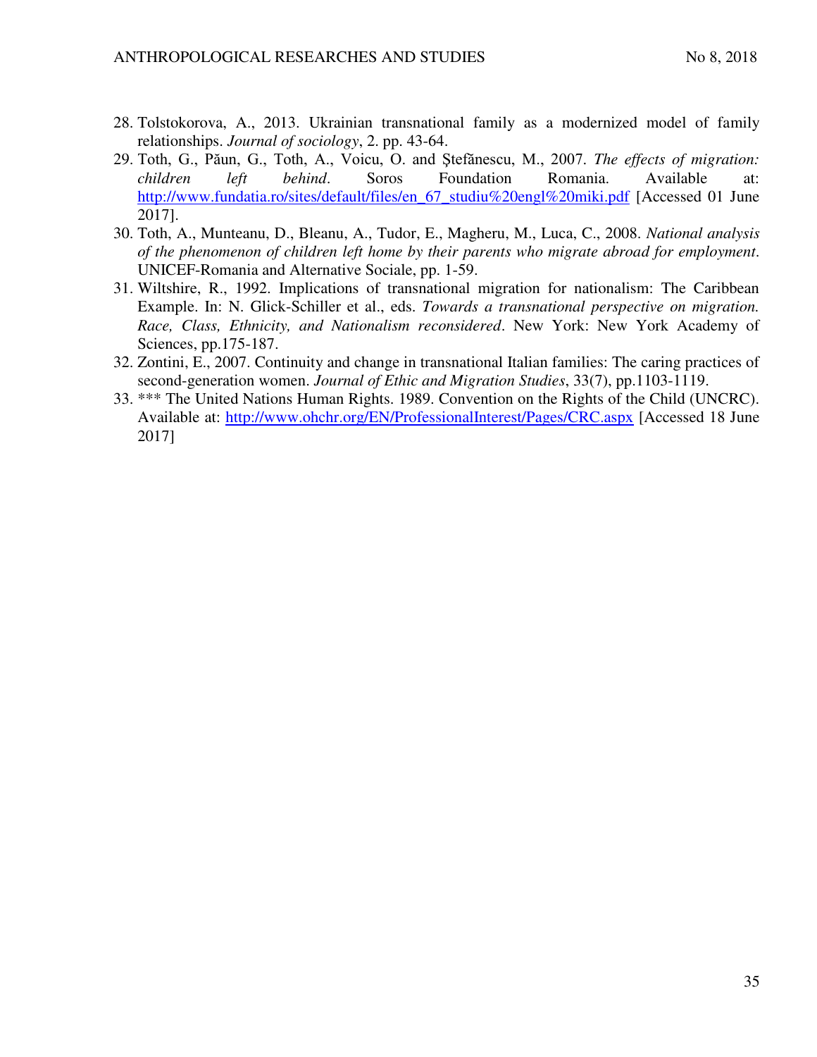28. Tolstokorova, A., 2013. Ukrainian transnational family as a modernized model of family relationships. *Journal of sociology*, 2. pp. 43-64.
29. Toth, G., Păun, G., Toth, A., Voicu, O. and Ştefănescu, M., 2007. *The effects of migration: children left behind*. Soros Foundation Romania. Available at: http://www.fundatia.ro/sites/default/files/en_67_studiu%20engl%20miki.pdf [Accessed 01 June 2017].
30. Toth, A., Munteanu, D., Bleanu, A., Tudor, E., Magheru, M., Luca, C., 2008. *National analysis of the phenomenon of children left home by their parents who migrate abroad for employment*. UNICEF-Romania and Alternative Sociale, pp. 1-59.
31. Wiltshire, R., 1992. Implications of transnational migration for nationalism: The Caribbean Example. In: N. Glick-Schiller et al., eds. *Towards a transnational perspective on migration. Race, Class, Ethnicity, and Nationalism reconsidered*. New York: New York Academy of Sciences, pp.175-187.
32. Zontini, E., 2007. Continuity and change in transnational Italian families: The caring practices of second-generation women. *Journal of Ethic and Migration Studies*, 33(7), pp.1103-1119.
33. *** The United Nations Human Rights. 1989. Convention on the Rights of the Child (UNCRC). Available at: http://www.ohchr.org/EN/ProfessionalInterest/Pages/CRC.aspx [Accessed 18 June 2017]